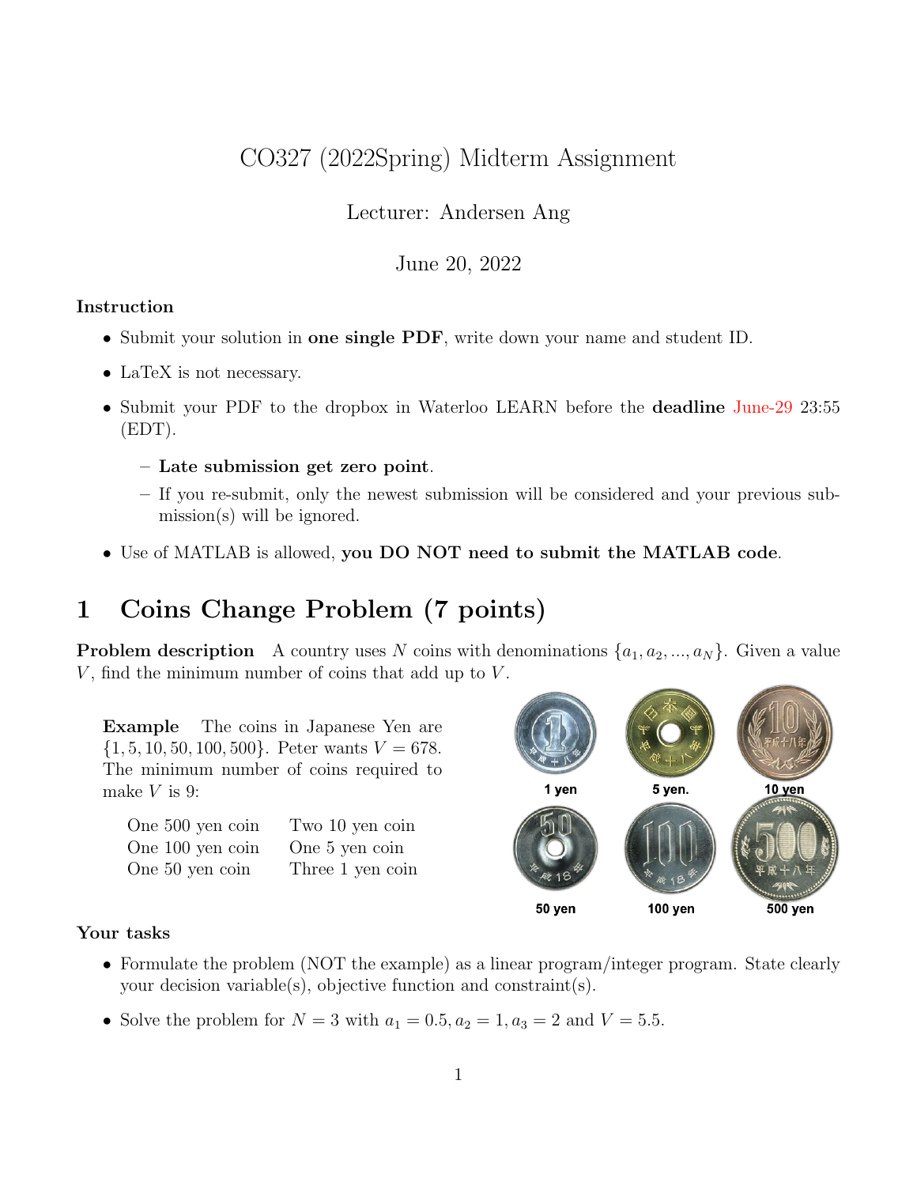# CO327 (2022Spring) Midterm Assignment

Lecturer: Andersen Ang

June 20, 2022

**Instruction**

- Submit your solution in **one single PDF**, write down your name and student ID.
- LaTeX is not necessary.
- Submit your PDF to the dropbox in Waterloo LEARN before the **deadline** June-29 23:55 (EDT).
  - **Late submission get zero point**.
  - If you re-submit, only the newest submission will be considered and your previous submission(s) will be ignored.
- Use of MATLAB is allowed, **you DO NOT need to submit the MATLAB code**.

## 1 Coins Change Problem (7 points)

**Problem description** A country uses $N$ coins with denominations $\{a_1, a_2, ..., a_N\}$. Given a value $V$, find the minimum number of coins that add up to $V$.

**Example** The coins in Japanese Yen are $\{1, 5, 10, 50, 100, 500\}$. Peter wants $V = 678$. The minimum number of coins required to make $V$ is 9:

| | |
|---|---|
| One 500 yen coin | Two 10 yen coin |
| One 100 yen coin | One 5 yen coin |
| One 50 yen coin | Three 1 yen coin |

1 yen | 5 yen. | 10 yen | 50 yen | 100 yen | 500 yen

**Your tasks**

- Formulate the problem (NOT the example) as a linear program/integer program. State clearly your decision variable(s), objective function and constraint(s).
- Solve the problem for $N = 3$ with $a_1 = 0.5, a_2 = 1, a_3 = 2$ and $V = 5.5$.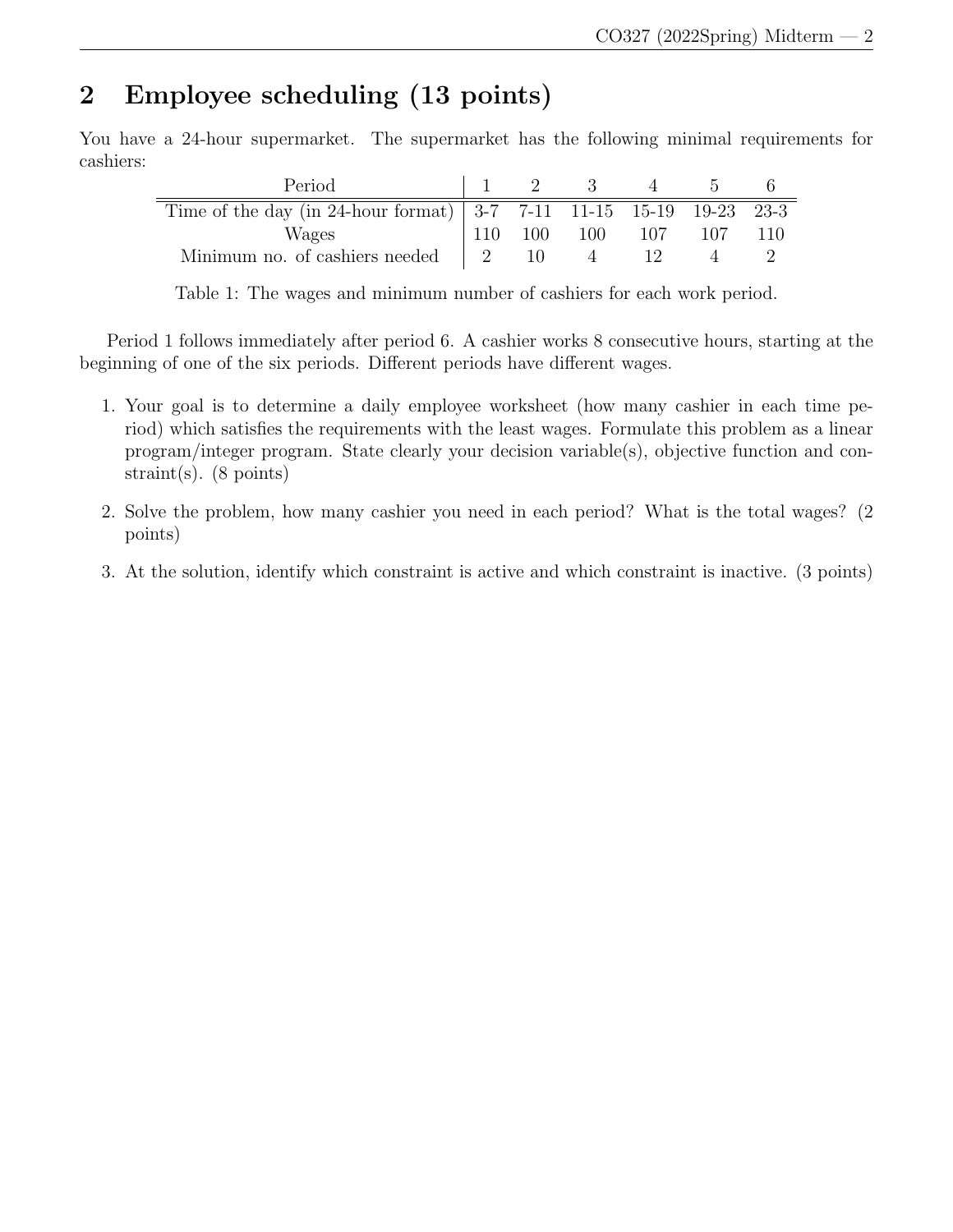## 2 Employee scheduling (13 points)

You have a 24-hour supermarket. The supermarket has the following minimal requirements for cashiers:

| Period | 1 | 2 | 3 | 4 | 5 | 6 |
|---|---|---|---|---|---|---|
| Time of the day (in 24-hour format) | 3-7 | 7-11 | 11-15 | 15-19 | 19-23 | 23-3 |
| Wages | 110 | 100 | 100 | 107 | 107 | 110 |
| Minimum no. of cashiers needed | 2 | 10 | 4 | 12 | 4 | 2 |

Table 1: The wages and minimum number of cashiers for each work period.

Period 1 follows immediately after period 6. A cashier works 8 consecutive hours, starting at the beginning of one of the six periods. Different periods have different wages.

1. Your goal is to determine a daily employee worksheet (how many cashier in each time period) which satisfies the requirements with the least wages. Formulate this problem as a linear program/integer program. State clearly your decision variable(s), objective function and constraint(s). (8 points)
2. Solve the problem, how many cashier you need in each period? What is the total wages? (2 points)
3. At the solution, identify which constraint is active and which constraint is inactive. (3 points)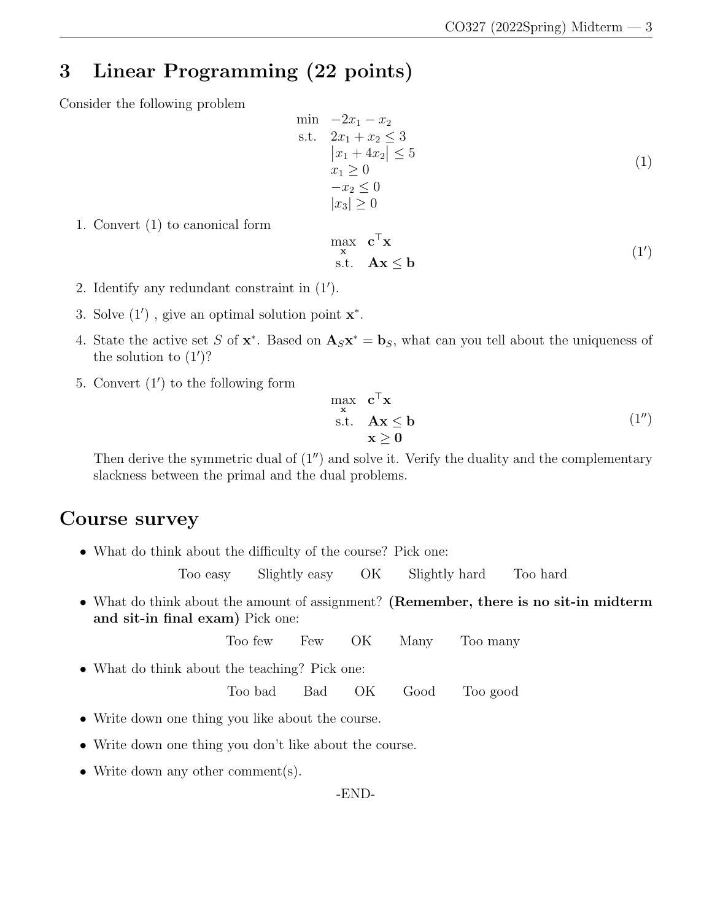## 3 Linear Programming (22 points)

Consider the following problem

$$
\begin{array}{ll}
\min & -2x_1 - x_2 \\
\text{s.t.} & 2x_1 + x_2 \leq 3 \\
& |x_1 + 4x_2| \leq 5 \\
& x_1 \geq 0 \\
& -x_2 \leq 0 \\
& |x_3| \geq 0
\end{array}
\tag{1}
$$

1. Convert (1) to canonical form

$$
\begin{array}{ll}
\max\limits_{\mathbf{x}} & \mathbf{c}^\top \mathbf{x} \\
\text{s.t.} & \mathbf{A}\mathbf{x} \leq \mathbf{b}
\end{array}
\tag{1'}
$$

2. Identify any redundant constraint in (1′).

3. Solve (1′) , give an optimal solution point $\mathbf{x}^*$.

4. State the active set $S$ of $\mathbf{x}^*$. Based on $\mathbf{A}_S\mathbf{x}^* = \mathbf{b}_S$, what can you tell about the uniqueness of the solution to (1′)?

5. Convert (1′) to the following form

$$
\begin{array}{ll}
\max\limits_{\mathbf{x}} & \mathbf{c}^\top \mathbf{x} \\
\text{s.t.} & \mathbf{A}\mathbf{x} \leq \mathbf{b} \\
& \mathbf{x} \geq \mathbf{0}
\end{array}
\tag{1''}
$$

   Then derive the symmetric dual of (1″) and solve it. Verify the duality and the complementary slackness between the primal and the dual problems.

## Course survey

- What do think about the difficulty of the course? Pick one:

  Too easy    Slightly easy    OK    Slightly hard    Too hard

- What do think about the amount of assignment? **(Remember, there is no sit-in midterm and sit-in final exam)** Pick one:

  Too few    Few    OK    Many    Too many

- What do think about the teaching? Pick one:

  Too bad    Bad    OK    Good    Too good

- Write down one thing you like about the course.
- Write down one thing you don't like about the course.
- Write down any other comment(s).

-END-